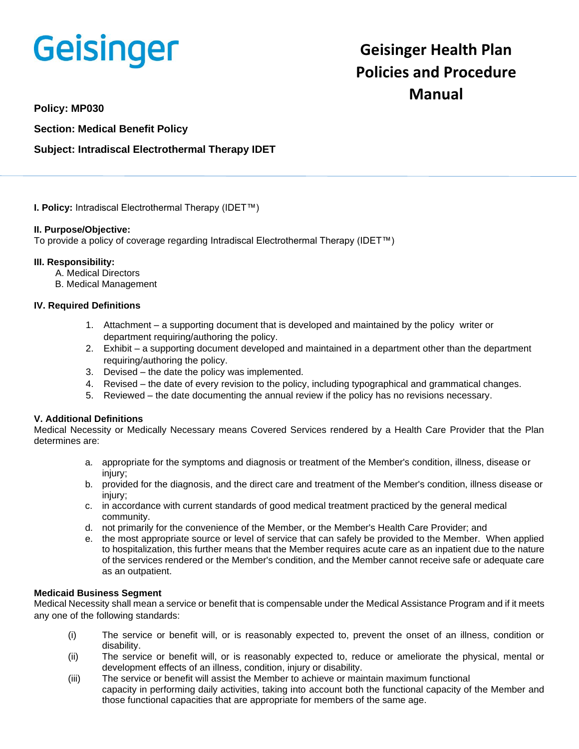Geisinger

# Geisinger Health Plan Policies and Procedure Manual

**Policy: MP030**

**Section: Medical Benefit Policy**

**Subject: Intradiscal Electrothermal Therapy IDET**

---

**I. Policy:** Intradiscal Electrothermal Therapy (IDET™)

**II. Purpose/Objective:**
To provide a policy of coverage regarding Intradiscal Electrothermal Therapy (IDET™)

**III. Responsibility:**

A. Medical Directors
B. Medical Management

**IV. Required Definitions**

1. Attachment – a supporting document that is developed and maintained by the policy writer or department requiring/authoring the policy.
2. Exhibit – a supporting document developed and maintained in a department other than the department requiring/authoring the policy.
3. Devised – the date the policy was implemented.
4. Revised – the date of every revision to the policy, including typographical and grammatical changes.
5. Reviewed – the date documenting the annual review if the policy has no revisions necessary.

**V. Additional Definitions**
Medical Necessity or Medically Necessary means Covered Services rendered by a Health Care Provider that the Plan determines are:

a. appropriate for the symptoms and diagnosis or treatment of the Member's condition, illness, disease or injury;
b. provided for the diagnosis, and the direct care and treatment of the Member's condition, illness disease or injury;
c. in accordance with current standards of good medical treatment practiced by the general medical community.
d. not primarily for the convenience of the Member, or the Member's Health Care Provider; and
e. the most appropriate source or level of service that can safely be provided to the Member. When applied to hospitalization, this further means that the Member requires acute care as an inpatient due to the nature of the services rendered or the Member's condition, and the Member cannot receive safe or adequate care as an outpatient.

**Medicaid Business Segment**
Medical Necessity shall mean a service or benefit that is compensable under the Medical Assistance Program and if it meets any one of the following standards:

(i) The service or benefit will, or is reasonably expected to, prevent the onset of an illness, condition or disability.
(ii) The service or benefit will, or is reasonably expected to, reduce or ameliorate the physical, mental or development effects of an illness, condition, injury or disability.
(iii) The service or benefit will assist the Member to achieve or maintain maximum functional capacity in performing daily activities, taking into account both the functional capacity of the Member and those functional capacities that are appropriate for members of the same age.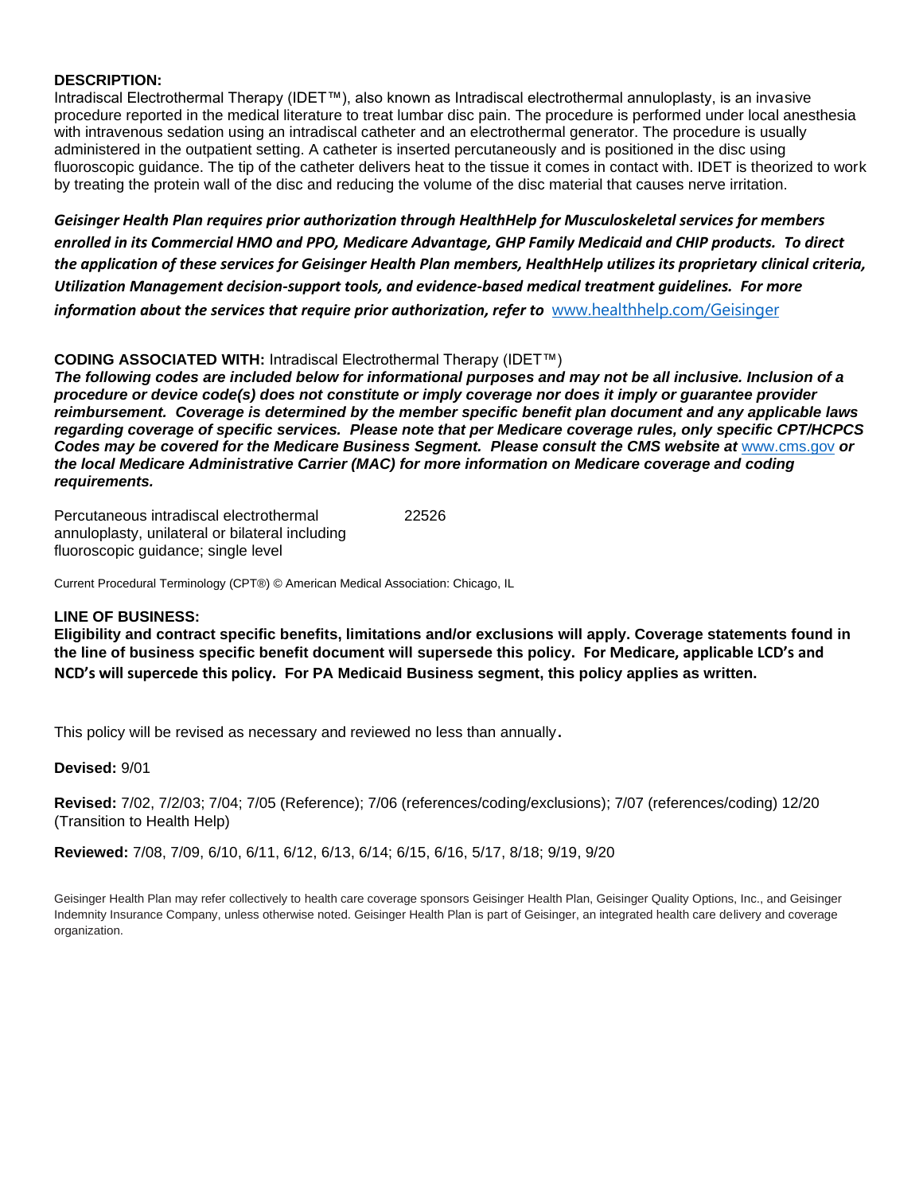**DESCRIPTION:**

Intradiscal Electrothermal Therapy (IDET™), also known as Intradiscal electrothermal annuloplasty, is an invasive procedure reported in the medical literature to treat lumbar disc pain. The procedure is performed under local anesthesia with intravenous sedation using an intradiscal catheter and an electrothermal generator. The procedure is usually administered in the outpatient setting. A catheter is inserted percutaneously and is positioned in the disc using fluoroscopic guidance. The tip of the catheter delivers heat to the tissue it comes in contact with. IDET is theorized to work by treating the protein wall of the disc and reducing the volume of the disc material that causes nerve irritation.

***Geisinger Health Plan requires prior authorization through HealthHelp for Musculoskeletal services for members enrolled in its Commercial HMO and PPO, Medicare Advantage, GHP Family Medicaid and CHIP products. To direct the application of these services for Geisinger Health Plan members, HealthHelp utilizes its proprietary clinical criteria, Utilization Management decision-support tools, and evidence-based medical treatment guidelines. For more information about the services that require prior authorization, refer to*** www.healthhelp.com/Geisinger

**CODING ASSOCIATED WITH:** Intradiscal Electrothermal Therapy (IDET™)

***The following codes are included below for informational purposes and may not be all inclusive. Inclusion of a procedure or device code(s) does not constitute or imply coverage nor does it imply or guarantee provider reimbursement. Coverage is determined by the member specific benefit plan document and any applicable laws regarding coverage of specific services. Please note that per Medicare coverage rules, only specific CPT/HCPCS Codes may be covered for the Medicare Business Segment. Please consult the CMS website at*** www.cms.gov ***or the local Medicare Administrative Carrier (MAC) for more information on Medicare coverage and coding requirements.***

| | |
|---|---|
| Percutaneous intradiscal electrothermal annuloplasty, unilateral or bilateral including fluoroscopic guidance; single level | 22526 |

Current Procedural Terminology (CPT®) © American Medical Association: Chicago, IL

**LINE OF BUSINESS:**

**Eligibility and contract specific benefits, limitations and/or exclusions will apply. Coverage statements found in the line of business specific benefit document will supersede this policy. For Medicare, applicable LCD's and NCD's will supercede this policy. For PA Medicaid Business segment, this policy applies as written.**

This policy will be revised as necessary and reviewed no less than annually.

**Devised:** 9/01

**Revised:** 7/02, 7/2/03; 7/04; 7/05 (Reference); 7/06 (references/coding/exclusions); 7/07 (references/coding) 12/20 (Transition to Health Help)

**Reviewed:** 7/08, 7/09, 6/10, 6/11, 6/12, 6/13, 6/14; 6/15, 6/16, 5/17, 8/18; 9/19, 9/20

Geisinger Health Plan may refer collectively to health care coverage sponsors Geisinger Health Plan, Geisinger Quality Options, Inc., and Geisinger Indemnity Insurance Company, unless otherwise noted. Geisinger Health Plan is part of Geisinger, an integrated health care delivery and coverage organization.